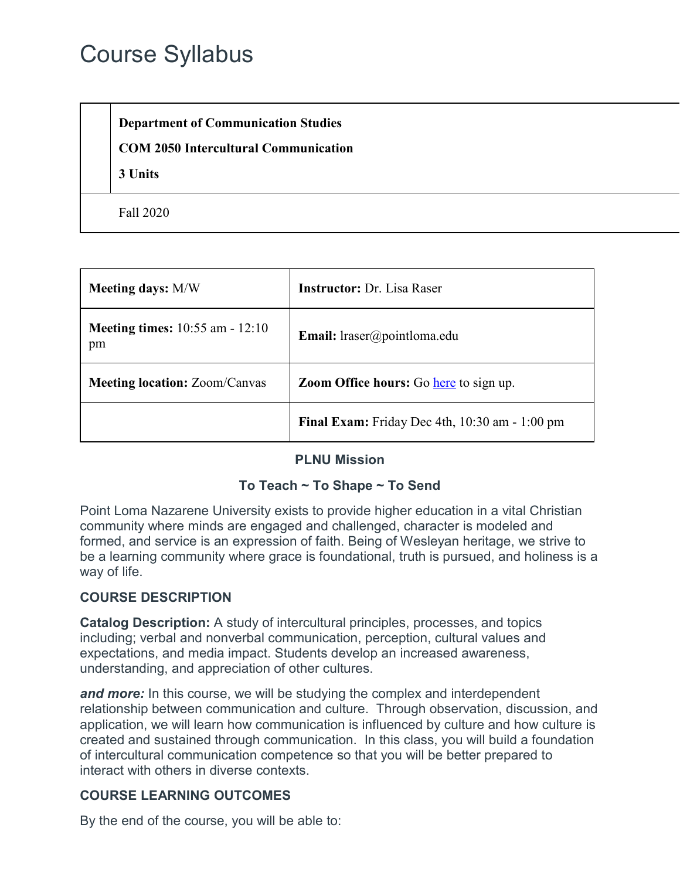# Course Syllabus

| | |
|---|---|
| | **Department of Communication Studies**<br>**COM 2050 Intercultural Communication**<br>**3 Units** |
| | Fall 2020 |

| | |
|---|---|
| **Meeting days:** M/W | **Instructor:** Dr. Lisa Raser |
| **Meeting times:** 10:55 am - 12:10 pm | **Email:** lraser@pointloma.edu |
| **Meeting location:** Zoom/Canvas | **Zoom Office hours:** Go here to sign up. |
| | **Final Exam:** Friday Dec 4th, 10:30 am - 1:00 pm |

**PLNU Mission**

**To Teach ~ To Shape ~ To Send**

Point Loma Nazarene University exists to provide higher education in a vital Christian community where minds are engaged and challenged, character is modeled and formed, and service is an expression of faith. Being of Wesleyan heritage, we strive to be a learning community where grace is foundational, truth is pursued, and holiness is a way of life.

## COURSE DESCRIPTION

**Catalog Description:** A study of intercultural principles, processes, and topics including; verbal and nonverbal communication, perception, cultural values and expectations, and media impact. Students develop an increased awareness, understanding, and appreciation of other cultures.

***and more:*** In this course, we will be studying the complex and interdependent relationship between communication and culture. Through observation, discussion, and application, we will learn how communication is influenced by culture and how culture is created and sustained through communication. In this class, you will build a foundation of intercultural communication competence so that you will be better prepared to interact with others in diverse contexts.

## COURSE LEARNING OUTCOMES

By the end of the course, you will be able to: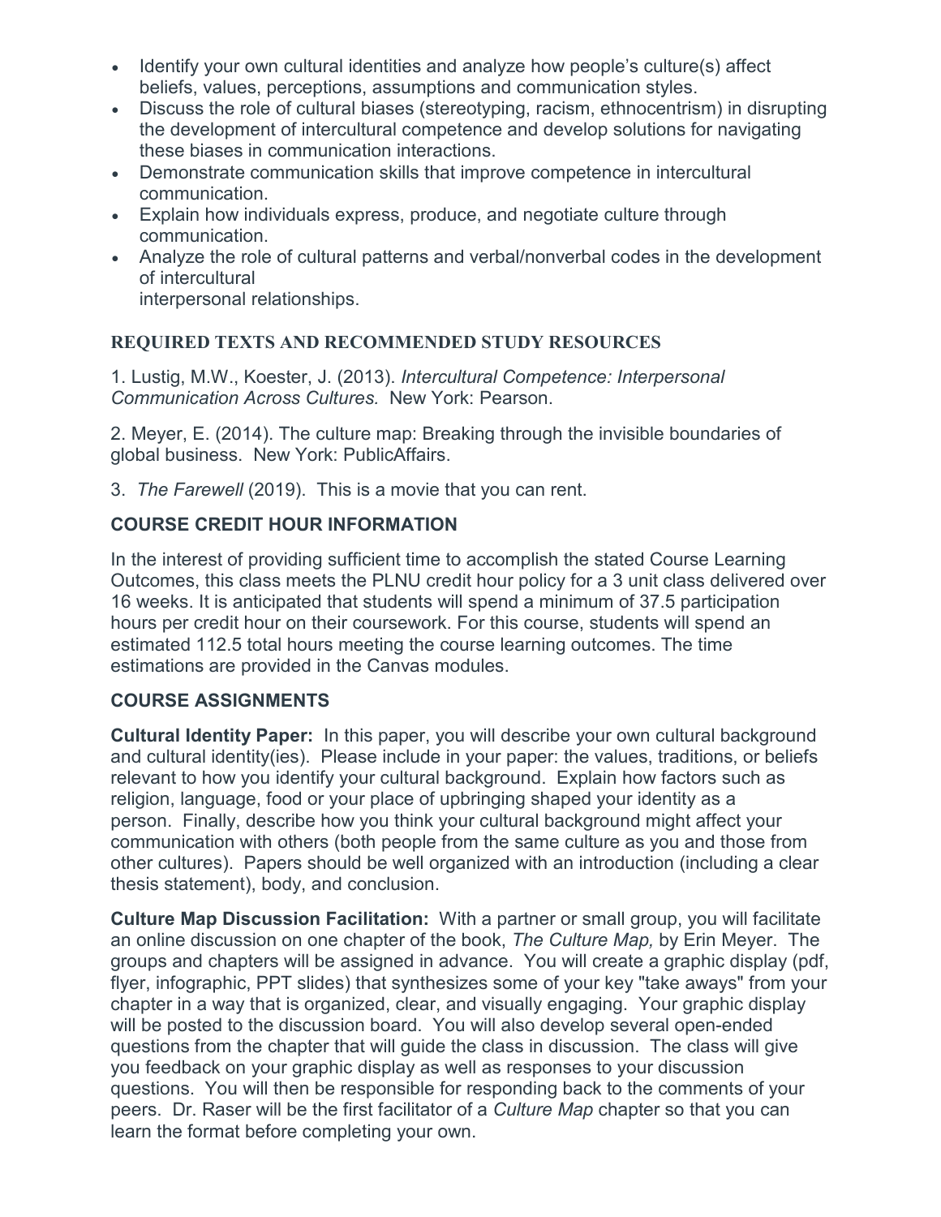- Identify your own cultural identities and analyze how people's culture(s) affect beliefs, values, perceptions, assumptions and communication styles.
- Discuss the role of cultural biases (stereotyping, racism, ethnocentrism) in disrupting the development of intercultural competence and develop solutions for navigating these biases in communication interactions.
- Demonstrate communication skills that improve competence in intercultural communication.
- Explain how individuals express, produce, and negotiate culture through communication.
- Analyze the role of cultural patterns and verbal/nonverbal codes in the development of intercultural
  interpersonal relationships.

### REQUIRED TEXTS AND RECOMMENDED STUDY RESOURCES

1. Lustig, M.W., Koester, J. (2013). *Intercultural Competence: Interpersonal Communication Across Cultures.* New York: Pearson.

2. Meyer, E. (2014). The culture map: Breaking through the invisible boundaries of global business. New York: PublicAffairs.

3. *The Farewell* (2019). This is a movie that you can rent.

### COURSE CREDIT HOUR INFORMATION

In the interest of providing sufficient time to accomplish the stated Course Learning Outcomes, this class meets the PLNU credit hour policy for a 3 unit class delivered over 16 weeks. It is anticipated that students will spend a minimum of 37.5 participation hours per credit hour on their coursework. For this course, students will spend an estimated 112.5 total hours meeting the course learning outcomes. The time estimations are provided in the Canvas modules.

### COURSE ASSIGNMENTS

**Cultural Identity Paper:** In this paper, you will describe your own cultural background and cultural identity(ies). Please include in your paper: the values, traditions, or beliefs relevant to how you identify your cultural background. Explain how factors such as religion, language, food or your place of upbringing shaped your identity as a person. Finally, describe how you think your cultural background might affect your communication with others (both people from the same culture as you and those from other cultures). Papers should be well organized with an introduction (including a clear thesis statement), body, and conclusion.

**Culture Map Discussion Facilitation:** With a partner or small group, you will facilitate an online discussion on one chapter of the book, *The Culture Map,* by Erin Meyer. The groups and chapters will be assigned in advance. You will create a graphic display (pdf, flyer, infographic, PPT slides) that synthesizes some of your key "take aways" from your chapter in a way that is organized, clear, and visually engaging. Your graphic display will be posted to the discussion board. You will also develop several open-ended questions from the chapter that will guide the class in discussion. The class will give you feedback on your graphic display as well as responses to your discussion questions. You will then be responsible for responding back to the comments of your peers. Dr. Raser will be the first facilitator of a *Culture Map* chapter so that you can learn the format before completing your own.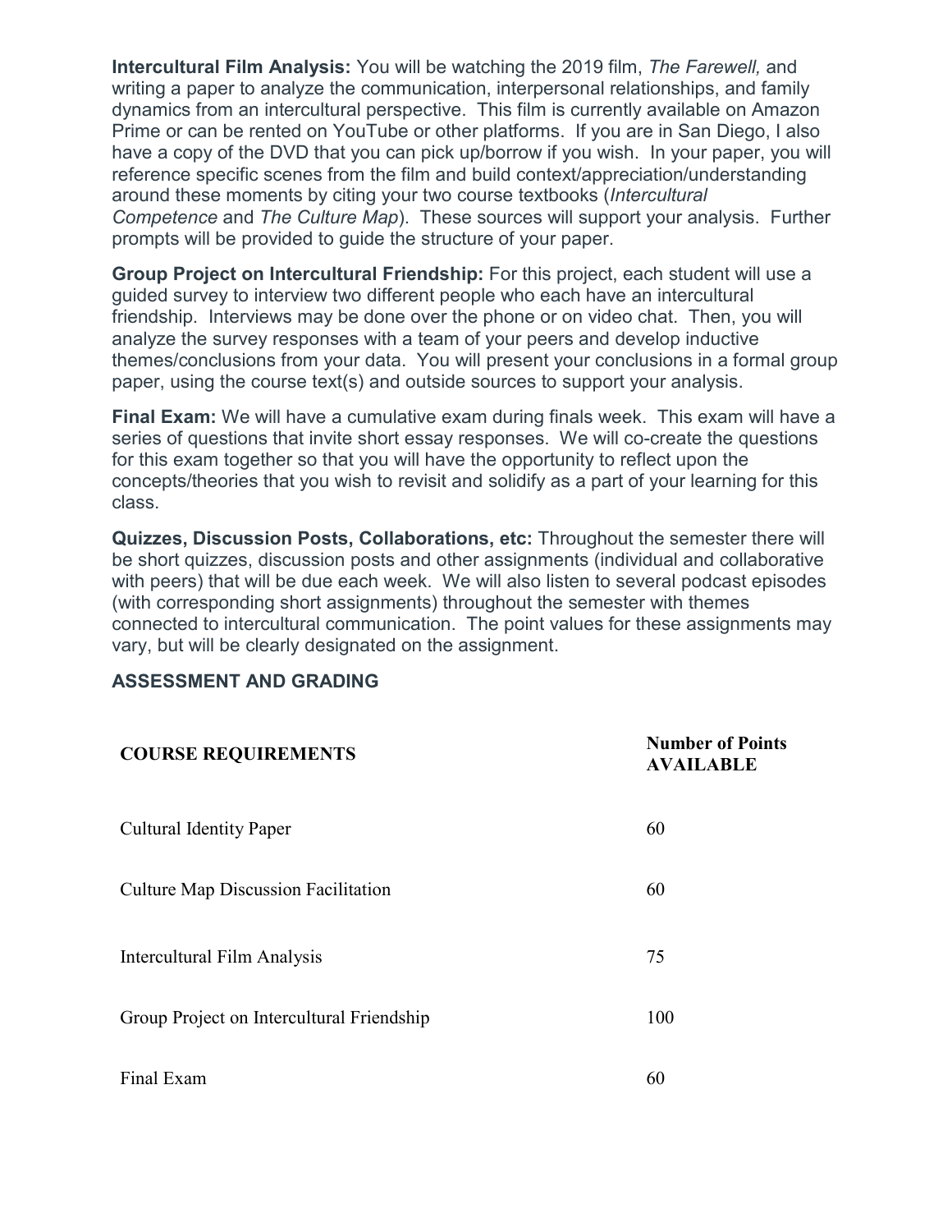**Intercultural Film Analysis:** You will be watching the 2019 film, *The Farewell,* and writing a paper to analyze the communication, interpersonal relationships, and family dynamics from an intercultural perspective. This film is currently available on Amazon Prime or can be rented on YouTube or other platforms. If you are in San Diego, I also have a copy of the DVD that you can pick up/borrow if you wish. In your paper, you will reference specific scenes from the film and build context/appreciation/understanding around these moments by citing your two course textbooks (*Intercultural Competence* and *The Culture Map*). These sources will support your analysis. Further prompts will be provided to guide the structure of your paper.

**Group Project on Intercultural Friendship:** For this project, each student will use a guided survey to interview two different people who each have an intercultural friendship. Interviews may be done over the phone or on video chat. Then, you will analyze the survey responses with a team of your peers and develop inductive themes/conclusions from your data. You will present your conclusions in a formal group paper, using the course text(s) and outside sources to support your analysis.

**Final Exam:** We will have a cumulative exam during finals week. This exam will have a series of questions that invite short essay responses. We will co-create the questions for this exam together so that you will have the opportunity to reflect upon the concepts/theories that you wish to revisit and solidify as a part of your learning for this class.

**Quizzes, Discussion Posts, Collaborations, etc:** Throughout the semester there will be short quizzes, discussion posts and other assignments (individual and collaborative with peers) that will be due each week. We will also listen to several podcast episodes (with corresponding short assignments) throughout the semester with themes connected to intercultural communication. The point values for these assignments may vary, but will be clearly designated on the assignment.

## ASSESSMENT AND GRADING

| COURSE REQUIREMENTS | Number of Points AVAILABLE |
|---|---|
| Cultural Identity Paper | 60 |
| Culture Map Discussion Facilitation | 60 |
| Intercultural Film Analysis | 75 |
| Group Project on Intercultural Friendship | 100 |
| Final Exam | 60 |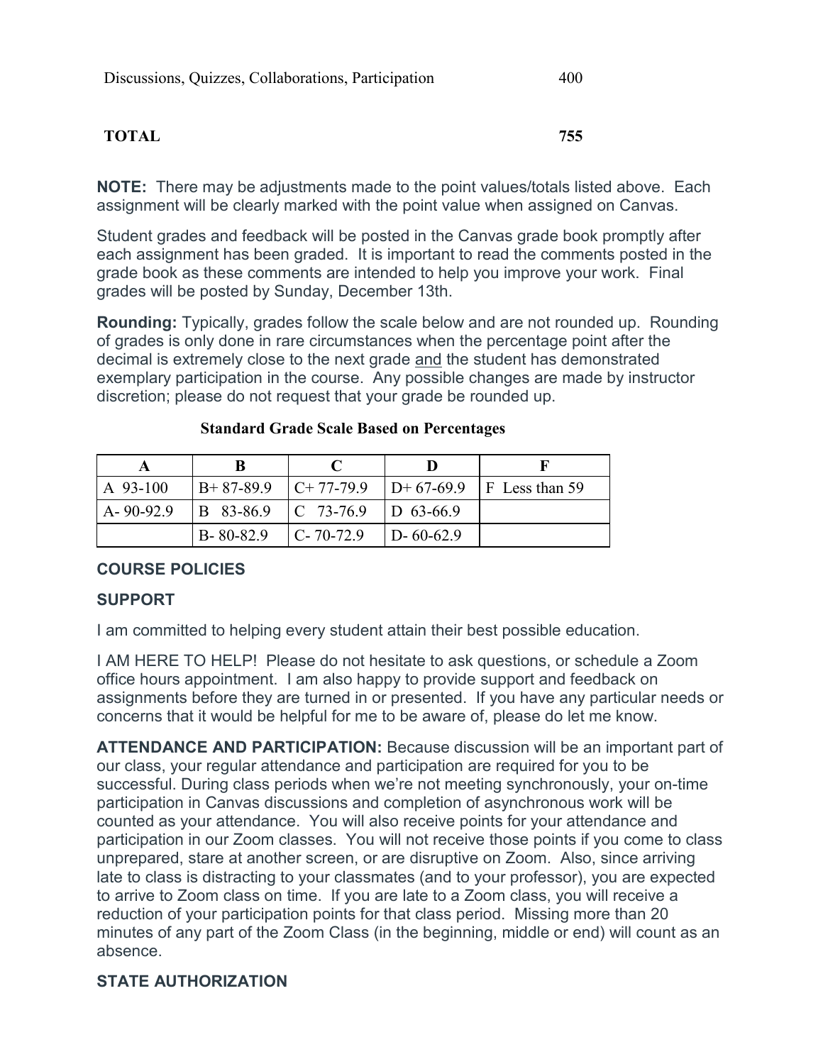| | |
|---|---|
| Discussions, Quizzes, Collaborations, Participation | 400 |
| **TOTAL** | **755** |

**NOTE:** There may be adjustments made to the point values/totals listed above. Each assignment will be clearly marked with the point value when assigned on Canvas.

Student grades and feedback will be posted in the Canvas grade book promptly after each assignment has been graded. It is important to read the comments posted in the grade book as these comments are intended to help you improve your work. Final grades will be posted by Sunday, December 13th.

**Rounding:** Typically, grades follow the scale below and are not rounded up. Rounding of grades is only done in rare circumstances when the percentage point after the decimal is extremely close to the next grade and the student has demonstrated exemplary participation in the course. Any possible changes are made by instructor discretion; please do not request that your grade be rounded up.

**Standard Grade Scale Based on Percentages**

| A | B | C | D | F |
|---|---|---|---|---|
| A 93-100 | B+ 87-89.9 | C+ 77-79.9 | D+ 67-69.9 | F Less than 59 |
| A- 90-92.9 | B 83-86.9 | C 73-76.9 | D 63-66.9 | |
| | B- 80-82.9 | C- 70-72.9 | D- 60-62.9 | |

## COURSE POLICIES

### SUPPORT

I am committed to helping every student attain their best possible education.

I AM HERE TO HELP! Please do not hesitate to ask questions, or schedule a Zoom office hours appointment. I am also happy to provide support and feedback on assignments before they are turned in or presented. If you have any particular needs or concerns that it would be helpful for me to be aware of, please do let me know.

**ATTENDANCE AND PARTICIPATION:** Because discussion will be an important part of our class, your regular attendance and participation are required for you to be successful. During class periods when we're not meeting synchronously, your on-time participation in Canvas discussions and completion of asynchronous work will be counted as your attendance. You will also receive points for your attendance and participation in our Zoom classes. You will not receive those points if you come to class unprepared, stare at another screen, or are disruptive on Zoom. Also, since arriving late to class is distracting to your classmates (and to your professor), you are expected to arrive to Zoom class on time. If you are late to a Zoom class, you will receive a reduction of your participation points for that class period. Missing more than 20 minutes of any part of the Zoom Class (in the beginning, middle or end) will count as an absence.

### STATE AUTHORIZATION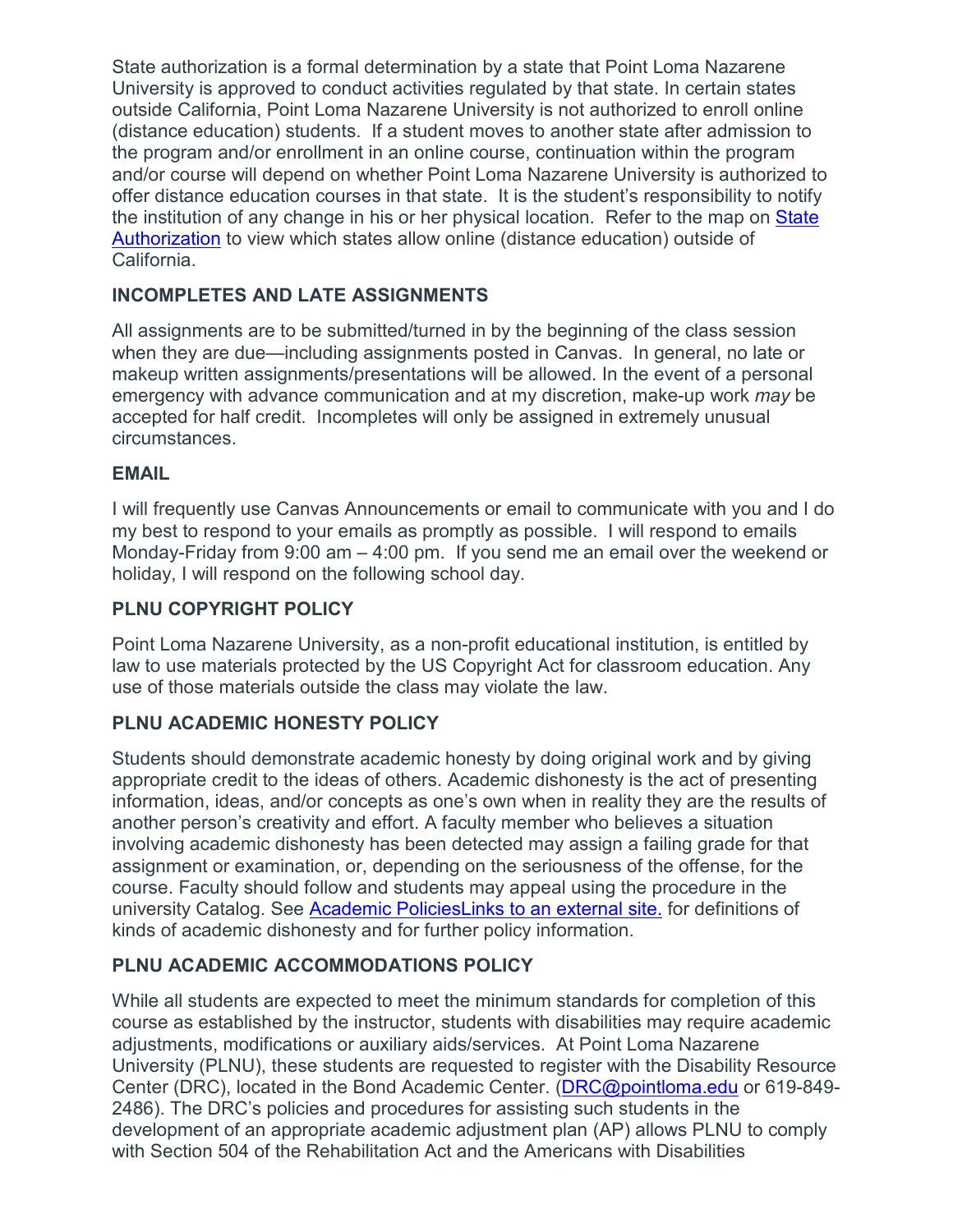State authorization is a formal determination by a state that Point Loma Nazarene University is approved to conduct activities regulated by that state. In certain states outside California, Point Loma Nazarene University is not authorized to enroll online (distance education) students. If a student moves to another state after admission to the program and/or enrollment in an online course, continuation within the program and/or course will depend on whether Point Loma Nazarene University is authorized to offer distance education courses in that state. It is the student's responsibility to notify the institution of any change in his or her physical location. Refer to the map on [State Authorization]() to view which states allow online (distance education) outside of California.

**INCOMPLETES AND LATE ASSIGNMENTS**

All assignments are to be submitted/turned in by the beginning of the class session when they are due—including assignments posted in Canvas. In general, no late or makeup written assignments/presentations will be allowed. In the event of a personal emergency with advance communication and at my discretion, make-up work *may* be accepted for half credit. Incompletes will only be assigned in extremely unusual circumstances.

**EMAIL**

I will frequently use Canvas Announcements or email to communicate with you and I do my best to respond to your emails as promptly as possible. I will respond to emails Monday-Friday from 9:00 am – 4:00 pm. If you send me an email over the weekend or holiday, I will respond on the following school day.

**PLNU COPYRIGHT POLICY**

Point Loma Nazarene University, as a non-profit educational institution, is entitled by law to use materials protected by the US Copyright Act for classroom education. Any use of those materials outside the class may violate the law.

**PLNU ACADEMIC HONESTY POLICY**

Students should demonstrate academic honesty by doing original work and by giving appropriate credit to the ideas of others. Academic dishonesty is the act of presenting information, ideas, and/or concepts as one's own when in reality they are the results of another person's creativity and effort. A faculty member who believes a situation involving academic dishonesty has been detected may assign a failing grade for that assignment or examination, or, depending on the seriousness of the offense, for the course. Faculty should follow and students may appeal using the procedure in the university Catalog. See [Academic PoliciesLinks to an external site.]() for definitions of kinds of academic dishonesty and for further policy information.

**PLNU ACADEMIC ACCOMMODATIONS POLICY**

While all students are expected to meet the minimum standards for completion of this course as established by the instructor, students with disabilities may require academic adjustments, modifications or auxiliary aids/services. At Point Loma Nazarene University (PLNU), these students are requested to register with the Disability Resource Center (DRC), located in the Bond Academic Center. ([DRC@pointloma.edu]() or 619-849-2486). The DRC's policies and procedures for assisting such students in the development of an appropriate academic adjustment plan (AP) allows PLNU to comply with Section 504 of the Rehabilitation Act and the Americans with Disabilities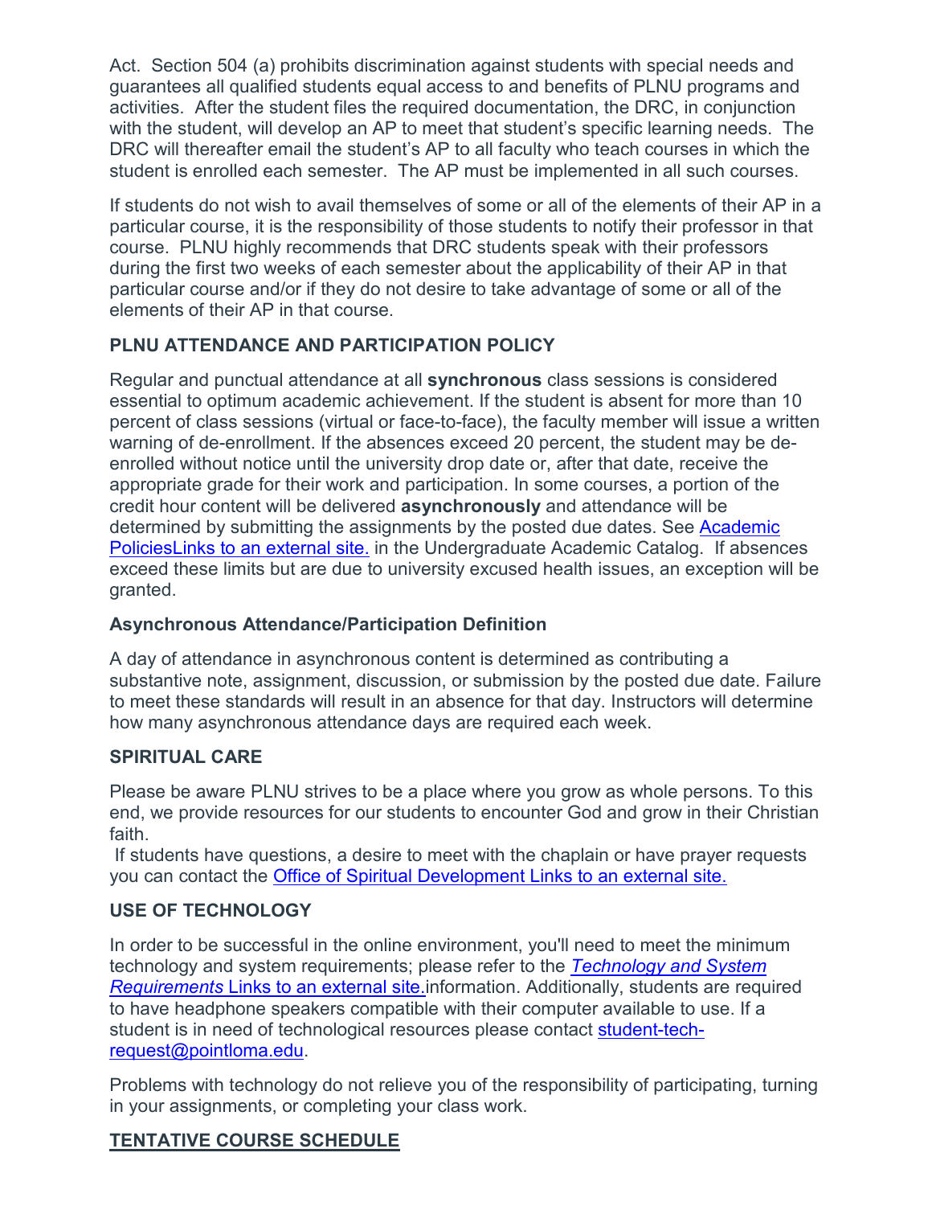Act. Section 504 (a) prohibits discrimination against students with special needs and guarantees all qualified students equal access to and benefits of PLNU programs and activities. After the student files the required documentation, the DRC, in conjunction with the student, will develop an AP to meet that student's specific learning needs. The DRC will thereafter email the student's AP to all faculty who teach courses in which the student is enrolled each semester. The AP must be implemented in all such courses.

If students do not wish to avail themselves of some or all of the elements of their AP in a particular course, it is the responsibility of those students to notify their professor in that course. PLNU highly recommends that DRC students speak with their professors during the first two weeks of each semester about the applicability of their AP in that particular course and/or if they do not desire to take advantage of some or all of the elements of their AP in that course.

### PLNU ATTENDANCE AND PARTICIPATION POLICY

Regular and punctual attendance at all **synchronous** class sessions is considered essential to optimum academic achievement. If the student is absent for more than 10 percent of class sessions (virtual or face-to-face), the faculty member will issue a written warning of de-enrollment. If the absences exceed 20 percent, the student may be de-enrolled without notice until the university drop date or, after that date, receive the appropriate grade for their work and participation. In some courses, a portion of the credit hour content will be delivered **asynchronously** and attendance will be determined by submitting the assignments by the posted due dates. See [Academic PoliciesLinks to an external site.]() in the Undergraduate Academic Catalog. If absences exceed these limits but are due to university excused health issues, an exception will be granted.

#### Asynchronous Attendance/Participation Definition

A day of attendance in asynchronous content is determined as contributing a substantive note, assignment, discussion, or submission by the posted due date. Failure to meet these standards will result in an absence for that day. Instructors will determine how many asynchronous attendance days are required each week.

### SPIRITUAL CARE

Please be aware PLNU strives to be a place where you grow as whole persons. To this end, we provide resources for our students to encounter God and grow in their Christian faith.

If students have questions, a desire to meet with the chaplain or have prayer requests you can contact the [Office of Spiritual Development Links to an external site.]()

### USE OF TECHNOLOGY

In order to be successful in the online environment, you'll need to meet the minimum technology and system requirements; please refer to the [*Technology and System Requirements* Links to an external site.]()information. Additionally, students are required to have headphone speakers compatible with their computer available to use. If a student is in need of technological resources please contact [student-tech-request@pointloma.edu]().

Problems with technology do not relieve you of the responsibility of participating, turning in your assignments, or completing your class work.

### TENTATIVE COURSE SCHEDULE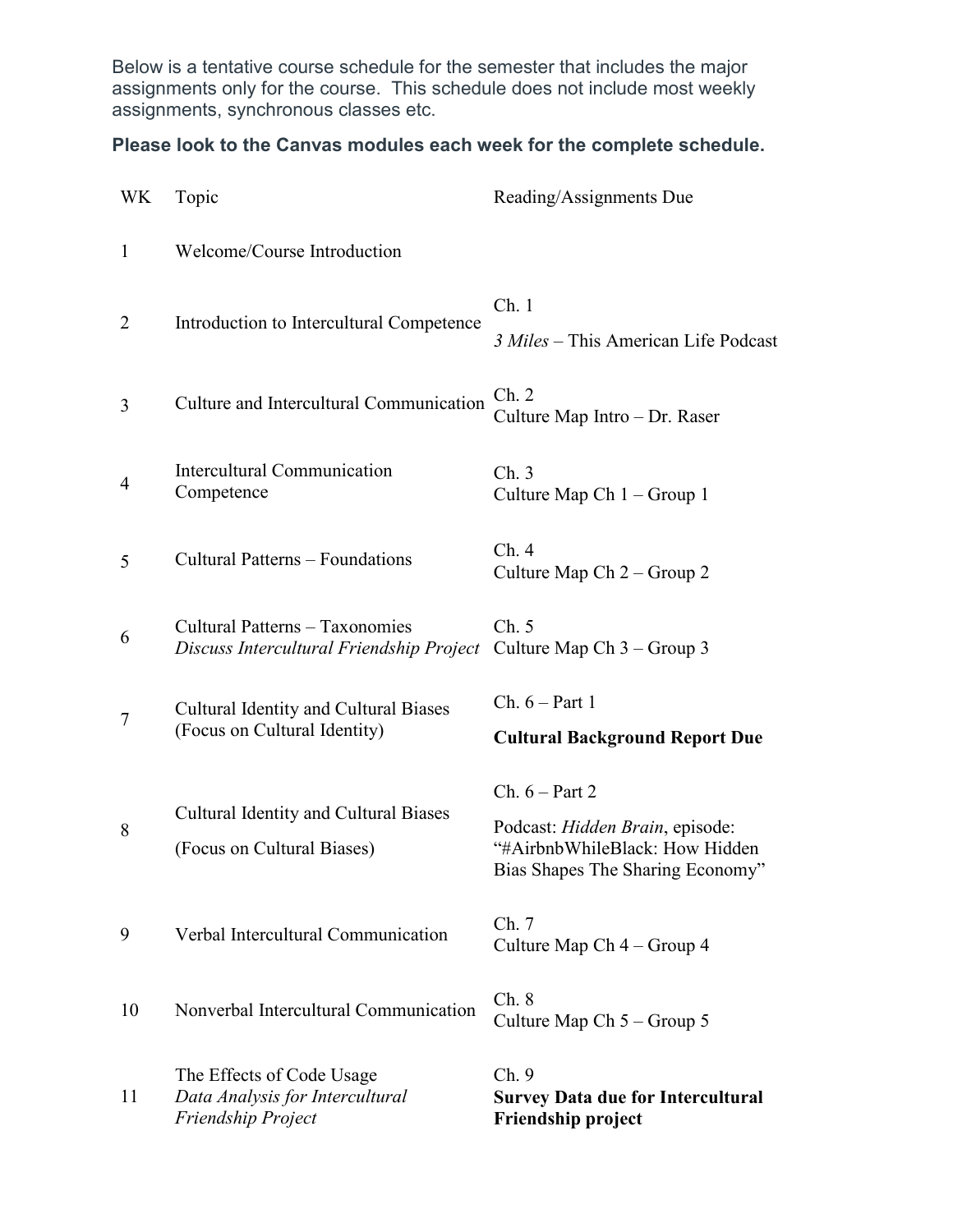Below is a tentative course schedule for the semester that includes the major assignments only for the course. This schedule does not include most weekly assignments, synchronous classes etc.

**Please look to the Canvas modules each week for the complete schedule.**

| WK | Topic | Reading/Assignments Due |
|---|---|---|
| 1 | Welcome/Course Introduction | |
| 2 | Introduction to Intercultural Competence | Ch. 1<br>*3 Miles* – This American Life Podcast |
| 3 | Culture and Intercultural Communication | Ch. 2<br>Culture Map Intro – Dr. Raser |
| 4 | Intercultural Communication Competence | Ch. 3<br>Culture Map Ch 1 – Group 1 |
| 5 | Cultural Patterns – Foundations | Ch. 4<br>Culture Map Ch 2 – Group 2 |
| 6 | Cultural Patterns – Taxonomies<br>*Discuss Intercultural Friendship Project* | Ch. 5<br>Culture Map Ch 3 – Group 3 |
| 7 | Cultural Identity and Cultural Biases (Focus on Cultural Identity) | Ch. 6 – Part 1<br>**Cultural Background Report Due** |
| 8 | Cultural Identity and Cultural Biases<br>(Focus on Cultural Biases) | Ch. 6 – Part 2<br>Podcast: *Hidden Brain*, episode: "#AirbnbWhileBlack: How Hidden Bias Shapes The Sharing Economy" |
| 9 | Verbal Intercultural Communication | Ch. 7<br>Culture Map Ch 4 – Group 4 |
| 10 | Nonverbal Intercultural Communication | Ch. 8<br>Culture Map Ch 5 – Group 5 |
| 11 | The Effects of Code Usage<br>*Data Analysis for Intercultural Friendship Project* | Ch. 9<br>**Survey Data due for Intercultural Friendship project** |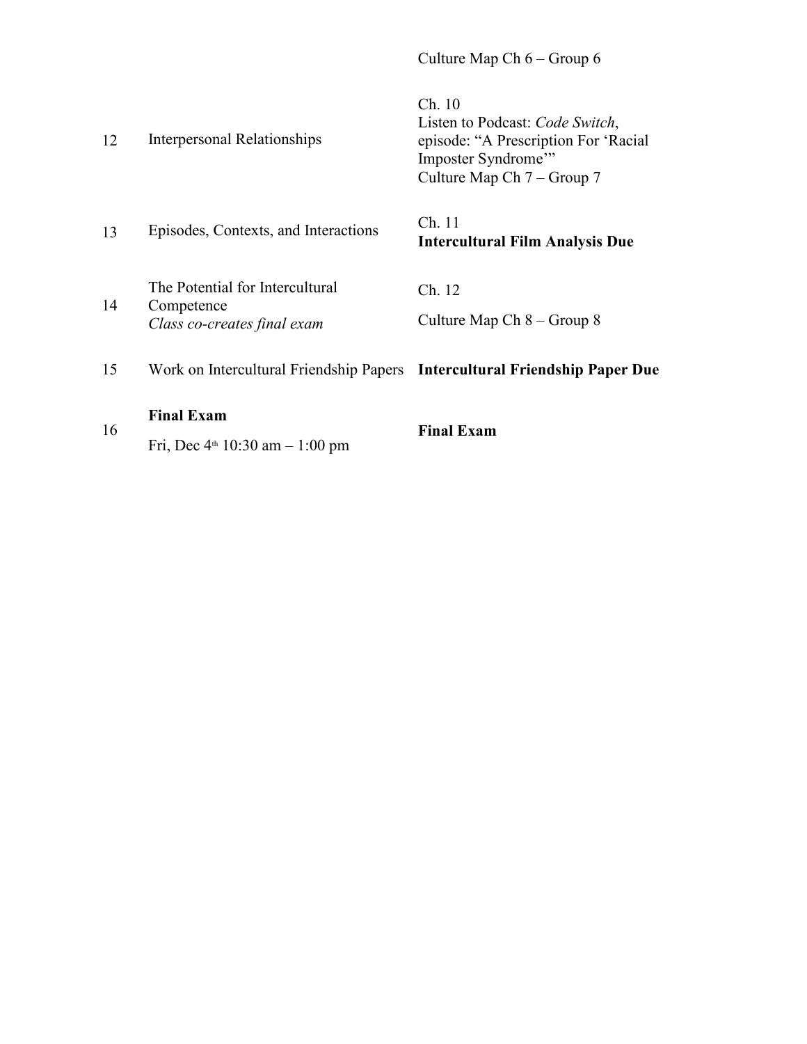| | | |
|---|---|---|
| | | Culture Map Ch 6 – Group 6 |
| 12 | Interpersonal Relationships | Ch. 10<br>Listen to Podcast: *Code Switch*, episode: "A Prescription For 'Racial Imposter Syndrome'"<br>Culture Map Ch 7 – Group 7 |
| 13 | Episodes, Contexts, and Interactions | Ch. 11<br>**Intercultural Film Analysis Due** |
| 14 | The Potential for Intercultural Competence<br>*Class co-creates final exam* | Ch. 12<br>Culture Map Ch 8 – Group 8 |
| 15 | Work on Intercultural Friendship Papers | **Intercultural Friendship Paper Due** |
| 16 | **Final Exam**<br>Fri, Dec 4th 10:30 am – 1:00 pm | **Final Exam** |